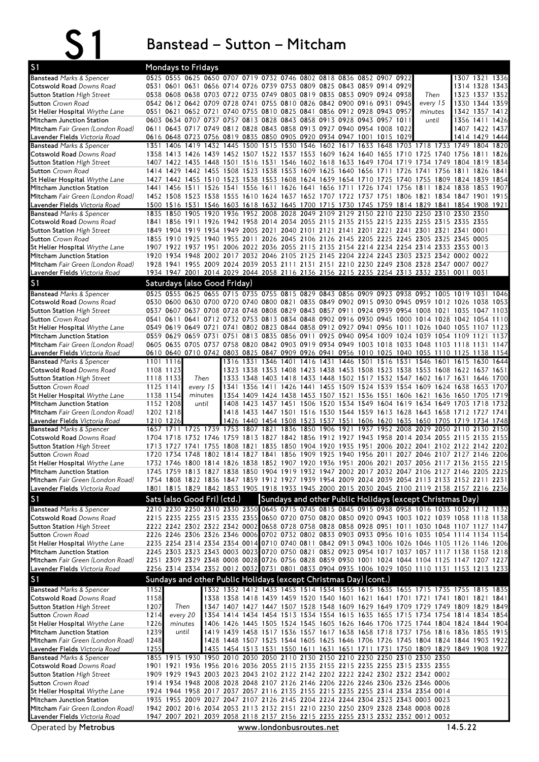# S1 Banstead – Sutton – Mitcham

## S1 Mondays to Fridays

| Stop | | | | | | | | | | | | | | | | | | |
|---|---|---|---|---|---|---|---|---|---|---|---|---|---|---|---|---|---|---|
| **Banstead** *Marks & Spencer* | 0525 | 0555 | 0625 | 0650 | 0707 | 0719 | 0732 | 0746 | 0802 | 0818 | 0836 | 0852 | 0907 | 0922 | | 1307 | 1321 | 1336 |
| **Cotswold Road** *Downs Road* | 0531 | 0601 | 0631 | 0656 | 0714 | 0726 | 0739 | 0753 | 0809 | 0825 | 0843 | 0859 | 0914 | 0929 | | 1314 | 1328 | 1343 |
| **Sutton Station** *High Street* | 0538 | 0608 | 0638 | 0703 | 0722 | 0735 | 0749 | 0803 | 0819 | 0835 | 0853 | 0909 | 0924 | 0938 | Then | 1323 | 1337 | 1352 |
| **Sutton** *Crown Road* | 0542 | 0612 | 0642 | 0709 | 0728 | 0741 | 0755 | 0810 | 0826 | 0842 | 0900 | 0916 | 0931 | 0945 | every 15 | 1330 | 1344 | 1359 |
| **St Helier Hospital** *Wrythe Lane* | 0551 | 0621 | 0652 | 0721 | 0740 | 0755 | 0810 | 0825 | 0841 | 0856 | 0912 | 0928 | 0943 | 0957 | minutes | 1342 | 1357 | 1412 |
| **Mitcham Junction Station** | 0603 | 0634 | 0707 | 0737 | 0757 | 0813 | 0828 | 0843 | 0858 | 0913 | 0928 | 0943 | 0957 | 1011 | until | 1356 | 1411 | 1426 |
| **Mitcham** *Fair Green (London Road)* | 0611 | 0643 | 0717 | 0749 | 0812 | 0828 | 0843 | 0858 | 0913 | 0927 | 0940 | 0954 | 1008 | 1022 | | 1407 | 1422 | 1437 |
| **Lavender Fields** *Victoria Road* | 0616 | 0648 | 0723 | 0756 | 0819 | 0835 | 0850 | 0905 | 0920 | 0934 | 0947 | 1001 | 1015 | 1029 | | 1414 | 1429 | 1444 |

| Stop | | | | | | | | | | | | | | | | | | |
|---|---|---|---|---|---|---|---|---|---|---|---|---|---|---|---|---|---|---|
| **Banstead** *Marks & Spencer* | 1351 | 1406 | 1419 | 1432 | 1445 | 1500 | 1515 | 1530 | 1546 | 1602 | 1617 | 1633 | 1648 | 1703 | 1718 | 1733 | 1749 | 1804 | 1820 |
| **Cotswold Road** *Downs Road* | 1358 | 1413 | 1426 | 1439 | 1452 | 1507 | 1522 | 1537 | 1553 | 1609 | 1624 | 1640 | 1655 | 1710 | 1725 | 1740 | 1756 | 1811 | 1826 |
| **Sutton Station** *High Street* | 1407 | 1422 | 1435 | 1448 | 1501 | 1516 | 1531 | 1546 | 1602 | 1618 | 1633 | 1649 | 1704 | 1719 | 1734 | 1749 | 1804 | 1819 | 1834 |
| **Sutton** *Crown Road* | 1414 | 1429 | 1442 | 1455 | 1508 | 1523 | 1538 | 1553 | 1609 | 1625 | 1640 | 1656 | 1711 | 1726 | 1741 | 1756 | 1811 | 1826 | 1841 |
| **St Helier Hospital** *Wrythe Lane* | 1427 | 1442 | 1455 | 1510 | 1523 | 1538 | 1553 | 1608 | 1624 | 1639 | 1654 | 1710 | 1725 | 1740 | 1755 | 1809 | 1824 | 1839 | 1854 |
| **Mitcham Junction Station** | 1441 | 1456 | 1511 | 1526 | 1541 | 1556 | 1611 | 1626 | 1641 | 1656 | 1711 | 1726 | 1741 | 1756 | 1811 | 1824 | 1838 | 1853 | 1907 |
| **Mitcham** *Fair Green (London Road)* | 1452 | 1508 | 1523 | 1538 | 1555 | 1610 | 1624 | 1637 | 1652 | 1707 | 1722 | 1737 | 1751 | 1806 | 1821 | 1834 | 1847 | 1901 | 1915 |
| **Lavender Fields** *Victoria Road* | 1500 | 1516 | 1531 | 1546 | 1603 | 1618 | 1632 | 1645 | 1700 | 1715 | 1730 | 1745 | 1759 | 1814 | 1829 | 1841 | 1854 | 1908 | 1921 |

| Stop | | | | | | | | | | | | | | | | | | |
|---|---|---|---|---|---|---|---|---|---|---|---|---|---|---|---|---|---|
| **Banstead** *Marks & Spencer* | 1835 | 1850 | 1905 | 1920 | 1936 | 1952 | 2008 | 2028 | 2049 | 2109 | 2129 | 2150 | 2210 | 2230 | 2250 | 2310 | 2330 | 2350 |
| **Cotswold Road** *Downs Road* | 1841 | 1856 | 1911 | 1926 | 1942 | 1958 | 2014 | 2034 | 2055 | 2115 | 2135 | 2155 | 2215 | 2235 | 2255 | 2315 | 2335 | 2355 |
| **Sutton Station** *High Street* | 1849 | 1904 | 1919 | 1934 | 1949 | 2005 | 2021 | 2040 | 2101 | 2121 | 2141 | 2201 | 2221 | 2241 | 2301 | 2321 | 2341 | 0001 |
| **Sutton** *Crown Road* | 1855 | 1910 | 1925 | 1940 | 1955 | 2011 | 2026 | 2045 | 2106 | 2126 | 2145 | 2205 | 2225 | 2245 | 2305 | 2325 | 2345 | 0005 |
| **St Helier Hospital** *Wrythe Lane* | 1907 | 1922 | 1937 | 1951 | 2006 | 2022 | 2036 | 2055 | 2115 | 2135 | 2154 | 2214 | 2234 | 2254 | 2314 | 2333 | 2353 | 0013 |
| **Mitcham Junction Station** | 1920 | 1934 | 1948 | 2002 | 2017 | 2032 | 2046 | 2105 | 2125 | 2145 | 2204 | 2224 | 2243 | 2303 | 2323 | 2342 | 0002 | 0022 |
| **Mitcham** *Fair Green (London Road)* | 1928 | 1941 | 1955 | 2009 | 2024 | 2039 | 2053 | 2111 | 2131 | 2151 | 2210 | 2230 | 2249 | 2308 | 2328 | 2347 | 0007 | 0027 |
| **Lavender Fields** *Victoria Road* | 1934 | 1947 | 2001 | 2014 | 2029 | 2044 | 2058 | 2116 | 2136 | 2156 | 2215 | 2235 | 2254 | 2313 | 2332 | 2351 | 0011 | 0031 |

## S1 Saturdays (also Good Friday)

| Stop | | | | | | | | | | | | | | | | | | | |
|---|---|---|---|---|---|---|---|---|---|---|---|---|---|---|---|---|---|---|---|
| **Banstead** *Marks & Spencer* | 0525 | 0555 | 0625 | 0655 | 0715 | 0735 | 0755 | 0815 | 0829 | 0843 | 0856 | 0909 | 0923 | 0938 | 0952 | 1005 | 1019 | 1031 | 1046 |
| **Cotswold Road** *Downs Road* | 0530 | 0600 | 0630 | 0700 | 0720 | 0740 | 0800 | 0821 | 0835 | 0849 | 0902 | 0915 | 0930 | 0945 | 0959 | 1012 | 1026 | 1038 | 1053 |
| **Sutton Station** *High Street* | 0537 | 0607 | 0637 | 0708 | 0728 | 0748 | 0808 | 0829 | 0843 | 0857 | 0911 | 0924 | 0939 | 0954 | 1008 | 1021 | 1035 | 1047 | 1103 |
| **Sutton** *Crown Road* | 0541 | 0611 | 0641 | 0712 | 0732 | 0753 | 0813 | 0834 | 0848 | 0902 | 0916 | 0930 | 0945 | 1000 | 1014 | 1028 | 1042 | 1054 | 1110 |
| **St Helier Hospital** *Wrythe Lane* | 0549 | 0619 | 0649 | 0721 | 0741 | 0802 | 0823 | 0844 | 0858 | 0912 | 0927 | 0941 | 0956 | 1011 | 1026 | 1040 | 1055 | 1107 | 1123 |
| **Mitcham Junction Station** | 0559 | 0629 | 0659 | 0731 | 0751 | 0813 | 0835 | 0856 | 0911 | 0925 | 0940 | 0954 | 1009 | 1024 | 1039 | 1054 | 1109 | 1121 | 1137 |
| **Mitcham** *Fair Green (London Road)* | 0605 | 0635 | 0705 | 0737 | 0758 | 0820 | 0842 | 0903 | 0919 | 0934 | 0949 | 1003 | 1018 | 1033 | 1048 | 1103 | 1118 | 1131 | 1147 |
| **Lavender Fields** *Victoria Road* | 0610 | 0640 | 0710 | 0742 | 0803 | 0825 | 0847 | 0909 | 0926 | 0941 | 0956 | 1010 | 1025 | 1040 | 1055 | 1110 | 1125 | 1138 | 1154 |

| Stop | | | | | | | | | | | | | | | | | | | |
|---|---|---|---|---|---|---|---|---|---|---|---|---|---|---|---|---|---|---|---|
| **Banstead** *Marks & Spencer* | 1101 | 1116 | | 1316 | 1331 | 1346 | 1401 | 1416 | 1431 | 1446 | 1501 | 1516 | 1531 | 1546 | 1601 | 1615 | 1630 | 1644 |
| **Cotswold Road** *Downs Road* | 1108 | 1123 | | 1323 | 1338 | 1353 | 1408 | 1423 | 1438 | 1453 | 1508 | 1523 | 1538 | 1553 | 1608 | 1622 | 1637 | 1651 |
| **Sutton Station** *High Street* | 1118 | 1133 | Then | 1333 | 1348 | 1403 | 1418 | 1433 | 1448 | 1502 | 1517 | 1532 | 1547 | 1602 | 1617 | 1631 | 1646 | 1700 |
| **Sutton** *Crown Road* | 1125 | 1141 | every 15 | 1341 | 1356 | 1411 | 1426 | 1441 | 1455 | 1509 | 1524 | 1539 | 1554 | 1609 | 1624 | 1638 | 1653 | 1707 |
| **St Helier Hospital** *Wrythe Lane* | 1138 | 1154 | minutes | 1354 | 1409 | 1424 | 1438 | 1453 | 1507 | 1521 | 1536 | 1551 | 1606 | 1621 | 1636 | 1650 | 1705 | 1719 |
| **Mitcham Junction Station** | 1152 | 1208 | until | 1408 | 1423 | 1437 | 1451 | 1506 | 1520 | 1534 | 1549 | 1604 | 1619 | 1634 | 1649 | 1703 | 1718 | 1732 |
| **Mitcham** *Fair Green (London Road)* | 1202 | 1218 | | 1418 | 1433 | 1447 | 1501 | 1516 | 1530 | 1544 | 1559 | 1613 | 1628 | 1643 | 1658 | 1712 | 1727 | 1741 |
| **Lavender Fields** *Victoria Road* | 1210 | 1226 | | 1426 | 1440 | 1454 | 1508 | 1523 | 1537 | 1551 | 1606 | 1620 | 1635 | 1650 | 1705 | 1719 | 1734 | 1748 |

| Stop | | | | | | | | | | | | | | | | | | | |
|---|---|---|---|---|---|---|---|---|---|---|---|---|---|---|---|---|---|---|---|
| **Banstead** *Marks & Spencer* | 1657 | 1711 | 1725 | 1739 | 1753 | 1807 | 1821 | 1836 | 1850 | 1906 | 1921 | 1937 | 1952 | 2008 | 2029 | 2050 | 2110 | 2130 | 2150 |
| **Cotswold Road** *Downs Road* | 1704 | 1718 | 1732 | 1746 | 1759 | 1813 | 1827 | 1842 | 1856 | 1912 | 1927 | 1943 | 1958 | 2014 | 2034 | 2055 | 2115 | 2135 | 2155 |
| **Sutton Station** *High Street* | 1713 | 1727 | 1741 | 1755 | 1808 | 1821 | 1835 | 1850 | 1904 | 1920 | 1935 | 1951 | 2006 | 2022 | 2041 | 2102 | 2122 | 2142 | 2202 |
| **Sutton** *Crown Road* | 1720 | 1734 | 1748 | 1802 | 1814 | 1827 | 1841 | 1856 | 1909 | 1925 | 1940 | 1956 | 2011 | 2027 | 2046 | 2107 | 2127 | 2146 | 2206 |
| **St Helier Hospital** *Wrythe Lane* | 1732 | 1746 | 1800 | 1814 | 1826 | 1838 | 1852 | 1907 | 1920 | 1936 | 1951 | 2006 | 2021 | 2037 | 2056 | 2117 | 2136 | 2155 | 2215 |
| **Mitcham Junction Station** | 1745 | 1759 | 1813 | 1827 | 1838 | 1850 | 1904 | 1919 | 1932 | 1947 | 2002 | 2017 | 2032 | 2047 | 2106 | 2127 | 2146 | 2205 | 2225 |
| **Mitcham** *Fair Green (London Road)* | 1754 | 1808 | 1822 | 1836 | 1847 | 1859 | 1912 | 1927 | 1939 | 1954 | 2009 | 2024 | 2039 | 2054 | 2113 | 2133 | 2152 | 2211 | 2231 |
| **Lavender Fields** *Victoria Road* | 1801 | 1815 | 1829 | 1842 | 1853 | 1905 | 1918 | 1933 | 1945 | 2000 | 2015 | 2030 | 2045 | 2100 | 2119 | 2138 | 2157 | 2216 | 2236 |

## S1 Sats (also Good Fri) (ctd.) / Sundays and other Public Holidays (except Christmas Day)

| Stop | Sat | Sat | Sat | Sat | Sat | Sat | Sun | Sun | Sun | Sun | Sun | Sun | Sun | Sun | Sun | Sun | Sun | Sun | Sun |
|---|---|---|---|---|---|---|---|---|---|---|---|---|---|---|---|---|---|---|---|
| **Banstead** *Marks & Spencer* | 2210 | 2230 | 2250 | 2310 | 2330 | 2350 | 0645 | 0715 | 0745 | 0815 | 0845 | 0915 | 0938 | 0958 | 1016 | 1033 | 1052 | 1112 | 1132 |
| **Cotswold Road** *Downs Road* | 2215 | 2235 | 2255 | 2315 | 2335 | 2355 | 0650 | 0720 | 0750 | 0820 | 0850 | 0920 | 0943 | 1003 | 1022 | 1039 | 1058 | 1118 | 1138 |
| **Sutton Station** *High Street* | 2222 | 2242 | 2302 | 2322 | 2342 | 0002 | 0658 | 0728 | 0758 | 0828 | 0858 | 0928 | 0951 | 1011 | 1030 | 1048 | 1107 | 1127 | 1147 |
| **Sutton** *Crown Road* | 2226 | 2246 | 2306 | 2326 | 2346 | 0006 | 0702 | 0732 | 0802 | 0833 | 0903 | 0933 | 0956 | 1016 | 1035 | 1054 | 1114 | 1134 | 1154 |
| **St Helier Hospital** *Wrythe Lane* | 2235 | 2254 | 2314 | 2334 | 2354 | 0014 | 0710 | 0740 | 0811 | 0842 | 0913 | 0943 | 1006 | 1026 | 1046 | 1105 | 1126 | 1146 | 1206 |
| **Mitcham Junction Station** | 2245 | 2303 | 2323 | 2343 | 0003 | 0023 | 0720 | 0750 | 0821 | 0852 | 0923 | 0954 | 1017 | 1037 | 1057 | 1117 | 1138 | 1158 | 1218 |
| **Mitcham** *Fair Green (London Road)* | 2251 | 2309 | 2329 | 2348 | 0008 | 0028 | 0726 | 0756 | 0828 | 0859 | 0930 | 1001 | 1024 | 1044 | 1104 | 1125 | 1147 | 1207 | 1227 |
| **Lavender Fields** *Victoria Road* | 2256 | 2314 | 2334 | 2352 | 0012 | 0032 | 0731 | 0801 | 0833 | 0904 | 0935 | 1006 | 1029 | 1050 | 1110 | 1131 | 1153 | 1213 | 1233 |

## S1 Sundays and other Public Holidays (except Christmas Day) (cont.)

| Stop | | | | | | | | | | | | | | | | | | | |
|---|---|---|---|---|---|---|---|---|---|---|---|---|---|---|---|---|---|---|---|
| **Banstead** *Marks & Spencer* | 1152 | | 1332 | 1352 | 1412 | 1433 | 1453 | 1514 | 1534 | 1555 | 1615 | 1635 | 1655 | 1715 | 1735 | 1755 | 1815 | 1835 |
| **Cotswold Road** *Downs Road* | 1158 | | 1338 | 1358 | 1418 | 1439 | 1459 | 1520 | 1540 | 1601 | 1621 | 1641 | 1701 | 1721 | 1741 | 1801 | 1821 | 1841 |
| **Sutton Station** *High Street* | 1207 | Then | 1347 | 1407 | 1427 | 1447 | 1507 | 1528 | 1548 | 1609 | 1629 | 1649 | 1709 | 1729 | 1749 | 1809 | 1829 | 1849 |
| **Sutton** *Crown Road* | 1214 | every 20 | 1354 | 1414 | 1434 | 1454 | 1513 | 1534 | 1554 | 1615 | 1635 | 1655 | 1715 | 1734 | 1754 | 1814 | 1834 | 1854 |
| **St Helier Hospital** *Wrythe Lane* | 1226 | minutes | 1406 | 1426 | 1445 | 1505 | 1524 | 1545 | 1605 | 1626 | 1646 | 1706 | 1725 | 1744 | 1804 | 1824 | 1844 | 1904 |
| **Mitcham Junction Station** | 1239 | until | 1419 | 1439 | 1458 | 1517 | 1536 | 1557 | 1617 | 1638 | 1658 | 1718 | 1737 | 1756 | 1816 | 1836 | 1855 | 1915 |
| **Mitcham** *Fair Green (London Road)* | 1248 | | 1428 | 1448 | 1507 | 1525 | 1544 | 1605 | 1625 | 1646 | 1706 | 1726 | 1745 | 1804 | 1824 | 1844 | 1903 | 1922 |
| **Lavender Fields** *Victoria Road* | 1255 | | 1435 | 1454 | 1513 | 1531 | 1550 | 1611 | 1631 | 1651 | 1711 | 1731 | 1750 | 1809 | 1829 | 1849 | 1908 | 1927 |

| Stop | | | | | | | | | | | | | | | | | |
|---|---|---|---|---|---|---|---|---|---|---|---|---|---|---|---|---|---|
| **Banstead** *Marks & Spencer* | 1855 | 1915 | 1930 | 1950 | 2010 | 2030 | 2050 | 2110 | 2130 | 2150 | 2210 | 2230 | 2250 | 2310 | 2330 | 2350 |
| **Cotswold Road** *Downs Road* | 1901 | 1921 | 1936 | 1956 | 2016 | 2036 | 2055 | 2115 | 2135 | 2155 | 2215 | 2235 | 2255 | 2315 | 2335 | 2355 |
| **Sutton Station** *High Street* | 1909 | 1929 | 1943 | 2003 | 2023 | 2043 | 2102 | 2122 | 2142 | 2202 | 2222 | 2242 | 2302 | 2322 | 2342 | 0002 |
| **Sutton** *Crown Road* | 1914 | 1934 | 1948 | 2008 | 2028 | 2048 | 2107 | 2126 | 2146 | 2206 | 2226 | 2246 | 2306 | 2326 | 2346 | 0006 |
| **St Helier Hospital** *Wrythe Lane* | 1924 | 1944 | 1958 | 2017 | 2037 | 2057 | 2116 | 2135 | 2155 | 2215 | 2235 | 2255 | 2314 | 2334 | 2354 | 0014 |
| **Mitcham Junction Station** | 1935 | 1955 | 2009 | 2027 | 2047 | 2107 | 2126 | 2145 | 2204 | 2224 | 2244 | 2304 | 2323 | 2343 | 0003 | 0023 |
| **Mitcham** *Fair Green (London Road)* | 1942 | 2002 | 2016 | 2034 | 2053 | 2113 | 2132 | 2151 | 2210 | 2230 | 2250 | 2309 | 2328 | 2348 | 0008 | 0028 |
| **Lavender Fields** *Victoria Road* | 1947 | 2007 | 2021 | 2039 | 2058 | 2118 | 2137 | 2156 | 2215 | 2235 | 2255 | 2313 | 2332 | 2352 | 0012 | 0032 |

Operated by **Metrobus** www.londonbusroutes.net 14.5.22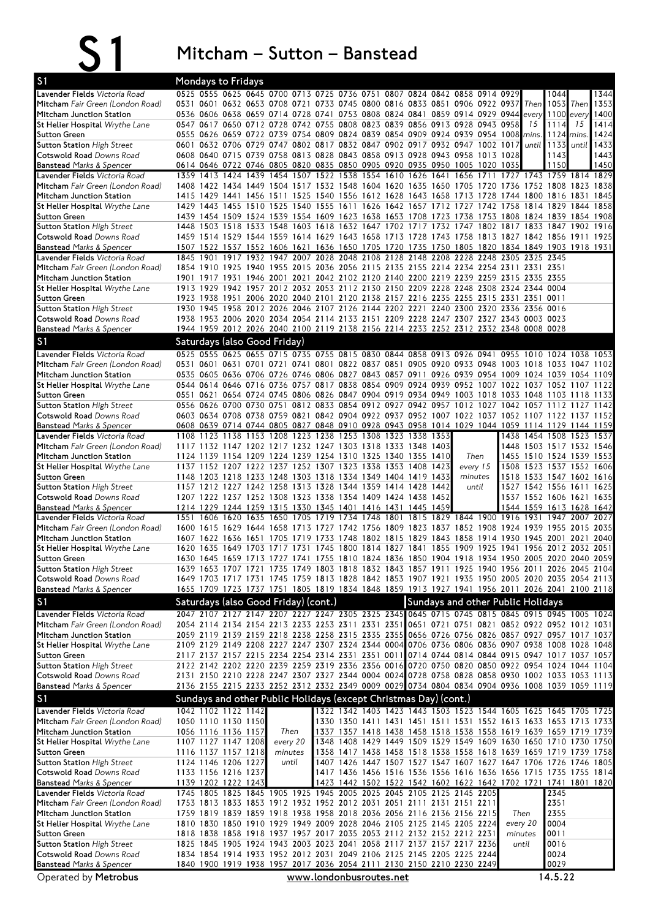# S1 Mitcham – Sutton – Banstead

## Mondays to Fridays

| S1 | | | | | | | | | | | | | | | | | | | |
|---|---|---|---|---|---|---|---|---|---|---|---|---|---|---|---|---|---|---|---|
| Lavender Fields *Victoria Road* | 0525 | 0555 | 0625 | 0645 | 0700 | 0713 | 0725 | 0736 | 0751 | 0807 | 0824 | 0842 | 0858 | 0914 | 0929 | | 1044 | | 1344 |
| Mitcham *Fair Green (London Road)* | 0531 | 0601 | 0632 | 0653 | 0708 | 0721 | 0733 | 0745 | 0800 | 0816 | 0833 | 0851 | 0906 | 0922 | 0937 | Then | 1053 | Then | 1353 |
| Mitcham Junction Station | 0536 | 0606 | 0638 | 0659 | 0714 | 0728 | 0741 | 0753 | 0808 | 0824 | 0841 | 0859 | 0914 | 0929 | 0944 | every | 1100 | every | 1400 |
| St Helier Hospital *Wrythe Lane* | 0547 | 0617 | 0650 | 0712 | 0728 | 0742 | 0755 | 0808 | 0823 | 0839 | 0856 | 0913 | 0928 | 0943 | 0958 | 15 | 1114 | 15 | 1414 |
| Sutton Green | 0555 | 0626 | 0659 | 0722 | 0739 | 0754 | 0809 | 0824 | 0839 | 0854 | 0909 | 0924 | 0939 | 0954 | 1008 | mins. | 1124 | mins. | 1424 |
| Sutton Station *High Street* | 0601 | 0632 | 0706 | 0729 | 0747 | 0802 | 0817 | 0832 | 0847 | 0902 | 0917 | 0932 | 0947 | 1002 | 1017 | until | 1133 | until | 1433 |
| Cotswold Road *Downs Road* | 0608 | 0640 | 0715 | 0739 | 0758 | 0813 | 0828 | 0843 | 0858 | 0913 | 0928 | 0943 | 0958 | 1013 | 1028 | | 1143 | | 1443 |
| Banstead *Marks & Spencer* | 0614 | 0646 | 0722 | 0746 | 0805 | 0820 | 0835 | 0850 | 0905 | 0920 | 0935 | 0950 | 1005 | 1020 | 1035 | | 1150 | | 1450 |

| | | | | | | | | | | | | | | | | | | | |
|---|---|---|---|---|---|---|---|---|---|---|---|---|---|---|---|---|---|---|---|
| Lavender Fields *Victoria Road* | 1359 | 1413 | 1424 | 1439 | 1454 | 1507 | 1522 | 1538 | 1554 | 1610 | 1626 | 1641 | 1656 | 1711 | 1727 | 1743 | 1759 | 1814 | 1829 |
| Mitcham *Fair Green (London Road)* | 1408 | 1422 | 1434 | 1449 | 1504 | 1517 | 1532 | 1548 | 1604 | 1620 | 1635 | 1650 | 1705 | 1720 | 1736 | 1752 | 1808 | 1823 | 1838 |
| Mitcham Junction Station | 1415 | 1429 | 1441 | 1456 | 1511 | 1525 | 1540 | 1556 | 1612 | 1628 | 1643 | 1658 | 1713 | 1728 | 1744 | 1800 | 1816 | 1831 | 1845 |
| St Helier Hospital *Wrythe Lane* | 1429 | 1443 | 1455 | 1510 | 1525 | 1540 | 1555 | 1611 | 1626 | 1642 | 1657 | 1712 | 1727 | 1742 | 1758 | 1814 | 1829 | 1844 | 1858 |
| Sutton Green | 1439 | 1454 | 1509 | 1524 | 1539 | 1554 | 1609 | 1623 | 1638 | 1653 | 1708 | 1723 | 1738 | 1753 | 1808 | 1824 | 1839 | 1854 | 1908 |
| Sutton Station *High Street* | 1448 | 1503 | 1518 | 1533 | 1548 | 1603 | 1618 | 1632 | 1647 | 1702 | 1717 | 1732 | 1747 | 1802 | 1817 | 1833 | 1847 | 1902 | 1916 |
| Cotswold Road *Downs Road* | 1459 | 1514 | 1529 | 1544 | 1559 | 1614 | 1629 | 1643 | 1658 | 1713 | 1728 | 1743 | 1758 | 1813 | 1827 | 1842 | 1856 | 1911 | 1925 |
| Banstead *Marks & Spencer* | 1507 | 1522 | 1537 | 1552 | 1606 | 1621 | 1636 | 1650 | 1705 | 1720 | 1735 | 1750 | 1805 | 1820 | 1834 | 1849 | 1903 | 1918 | 1931 |

| | | | | | | | | | | | | | | | | | |
|---|---|---|---|---|---|---|---|---|---|---|---|---|---|---|---|---|---|
| Lavender Fields *Victoria Road* | 1845 | 1901 | 1917 | 1932 | 1947 | 2007 | 2028 | 2048 | 2108 | 2128 | 2148 | 2208 | 2228 | 2248 | 2305 | 2325 | 2345 |
| Mitcham *Fair Green (London Road)* | 1854 | 1910 | 1925 | 1940 | 1955 | 2015 | 2036 | 2056 | 2115 | 2135 | 2155 | 2214 | 2234 | 2254 | 2311 | 2331 | 2351 |
| Mitcham Junction Station | 1901 | 1917 | 1931 | 1946 | 2001 | 2021 | 2042 | 2102 | 2120 | 2140 | 2200 | 2219 | 2239 | 2259 | 2315 | 2335 | 2355 |
| St Helier Hospital *Wrythe Lane* | 1913 | 1929 | 1942 | 1957 | 2012 | 2032 | 2053 | 2112 | 2130 | 2150 | 2209 | 2228 | 2248 | 2308 | 2324 | 2344 | 0004 |
| Sutton Green | 1923 | 1938 | 1951 | 2006 | 2020 | 2040 | 2101 | 2120 | 2138 | 2157 | 2216 | 2235 | 2255 | 2315 | 2331 | 2351 | 0011 |
| Sutton Station *High Street* | 1930 | 1945 | 1958 | 2012 | 2026 | 2046 | 2107 | 2126 | 2144 | 2202 | 2221 | 2240 | 2300 | 2320 | 2336 | 2356 | 0016 |
| Cotswold Road *Downs Road* | 1938 | 1953 | 2006 | 2020 | 2034 | 2054 | 2114 | 2133 | 2151 | 2209 | 2228 | 2247 | 2307 | 2327 | 2343 | 0003 | 0023 |
| Banstead *Marks & Spencer* | 1944 | 1959 | 2012 | 2026 | 2040 | 2100 | 2119 | 2138 | 2156 | 2214 | 2233 | 2252 | 2312 | 2332 | 2348 | 0008 | 0028 |

## Saturdays (also Good Friday)

| S1 | | | | | | | | | | | | | | | | | | | |
|---|---|---|---|---|---|---|---|---|---|---|---|---|---|---|---|---|---|---|---|
| Lavender Fields *Victoria Road* | 0525 | 0555 | 0625 | 0655 | 0715 | 0735 | 0755 | 0815 | 0830 | 0844 | 0858 | 0913 | 0926 | 0941 | 0955 | 1010 | 1024 | 1038 | 1053 |
| Mitcham *Fair Green (London Road)* | 0531 | 0601 | 0631 | 0701 | 0721 | 0741 | 0801 | 0822 | 0837 | 0851 | 0905 | 0920 | 0933 | 0948 | 1003 | 1018 | 1033 | 1047 | 1102 |
| Mitcham Junction Station | 0535 | 0605 | 0636 | 0706 | 0726 | 0746 | 0806 | 0827 | 0843 | 0857 | 0911 | 0926 | 0939 | 0954 | 1009 | 1024 | 1039 | 1054 | 1109 |
| St Helier Hospital *Wrythe Lane* | 0544 | 0614 | 0646 | 0716 | 0736 | 0757 | 0817 | 0838 | 0854 | 0909 | 0924 | 0939 | 0952 | 1007 | 1022 | 1037 | 1052 | 1107 | 1122 |
| Sutton Green | 0551 | 0621 | 0654 | 0724 | 0745 | 0806 | 0826 | 0847 | 0904 | 0919 | 0934 | 0949 | 1003 | 1018 | 1033 | 1048 | 1103 | 1118 | 1133 |
| Sutton Station *High Street* | 0556 | 0626 | 0700 | 0730 | 0751 | 0812 | 0833 | 0854 | 0912 | 0927 | 0942 | 0957 | 1012 | 1027 | 1042 | 1057 | 1112 | 1127 | 1142 |
| Cotswold Road *Downs Road* | 0603 | 0634 | 0708 | 0738 | 0759 | 0821 | 0842 | 0904 | 0922 | 0937 | 0952 | 1007 | 1022 | 1037 | 1052 | 1107 | 1122 | 1137 | 1152 |
| Banstead *Marks & Spencer* | 0608 | 0639 | 0714 | 0744 | 0805 | 0827 | 0848 | 0910 | 0928 | 0943 | 0958 | 1014 | 1029 | 1044 | 1059 | 1114 | 1129 | 1144 | 1159 |

| | | | | | | | | | | | | | | | | | |
|---|---|---|---|---|---|---|---|---|---|---|---|---|---|---|---|---|---|
| Lavender Fields *Victoria Road* | 1108 | 1123 | 1138 | 1153 | 1208 | 1223 | 1238 | 1253 | 1308 | 1323 | 1338 | 1353 | | 1438 | 1454 | 1508 | 1523 | 1537 |
| Mitcham *Fair Green (London Road)* | 1117 | 1132 | 1147 | 1202 | 1217 | 1232 | 1247 | 1303 | 1318 | 1333 | 1348 | 1403 | | 1448 | 1503 | 1517 | 1532 | 1546 |
| Mitcham Junction Station | 1124 | 1139 | 1154 | 1209 | 1224 | 1239 | 1254 | 1310 | 1325 | 1340 | 1355 | 1410 | Then | 1455 | 1510 | 1524 | 1539 | 1553 |
| St Helier Hospital *Wrythe Lane* | 1137 | 1152 | 1207 | 1222 | 1237 | 1252 | 1307 | 1323 | 1338 | 1353 | 1408 | 1423 | every 15 | 1508 | 1523 | 1537 | 1552 | 1606 |
| Sutton Green | 1148 | 1203 | 1218 | 1233 | 1248 | 1303 | 1318 | 1334 | 1349 | 1404 | 1419 | 1433 | minutes | 1518 | 1533 | 1547 | 1602 | 1616 |
| Sutton Station *High Street* | 1157 | 1212 | 1227 | 1242 | 1258 | 1313 | 1328 | 1344 | 1359 | 1414 | 1428 | 1442 | until | 1527 | 1542 | 1556 | 1611 | 1625 |
| Cotswold Road *Downs Road* | 1207 | 1222 | 1237 | 1252 | 1308 | 1323 | 1338 | 1354 | 1409 | 1424 | 1438 | 1452 | | 1537 | 1552 | 1606 | 1621 | 1635 |
| Banstead *Marks & Spencer* | 1214 | 1229 | 1244 | 1259 | 1315 | 1330 | 1345 | 1401 | 1416 | 1431 | 1445 | 1459 | | 1544 | 1559 | 1613 | 1628 | 1642 |

| | | | | | | | | | | | | | | | | | | | |
|---|---|---|---|---|---|---|---|---|---|---|---|---|---|---|---|---|---|---|---|
| Lavender Fields *Victoria Road* | 1551 | 1606 | 1620 | 1635 | 1650 | 1705 | 1719 | 1734 | 1748 | 1801 | 1815 | 1829 | 1844 | 1900 | 1916 | 1931 | 1947 | 2007 | 2027 |
| Mitcham *Fair Green (London Road)* | 1600 | 1615 | 1629 | 1644 | 1658 | 1713 | 1727 | 1742 | 1756 | 1809 | 1823 | 1837 | 1852 | 1908 | 1924 | 1939 | 1955 | 2015 | 2035 |
| Mitcham Junction Station | 1607 | 1622 | 1636 | 1651 | 1705 | 1719 | 1733 | 1748 | 1802 | 1815 | 1829 | 1843 | 1858 | 1914 | 1930 | 1945 | 2001 | 2021 | 2040 |
| St Helier Hospital *Wrythe Lane* | 1620 | 1635 | 1649 | 1703 | 1717 | 1731 | 1745 | 1800 | 1814 | 1827 | 1841 | 1855 | 1909 | 1925 | 1941 | 1956 | 2012 | 2032 | 2051 |
| Sutton Green | 1630 | 1645 | 1659 | 1713 | 1727 | 1741 | 1755 | 1810 | 1824 | 1836 | 1850 | 1904 | 1918 | 1934 | 1950 | 2005 | 2020 | 2040 | 2059 |
| Sutton Station *High Street* | 1639 | 1653 | 1707 | 1721 | 1735 | 1749 | 1803 | 1818 | 1832 | 1843 | 1857 | 1911 | 1925 | 1940 | 1956 | 2011 | 2026 | 2045 | 2104 |
| Cotswold Road *Downs Road* | 1649 | 1703 | 1717 | 1731 | 1745 | 1759 | 1813 | 1828 | 1842 | 1853 | 1907 | 1921 | 1935 | 1950 | 2005 | 2020 | 2035 | 2054 | 2113 |
| Banstead *Marks & Spencer* | 1655 | 1709 | 1723 | 1737 | 1751 | 1805 | 1819 | 1834 | 1848 | 1859 | 1913 | 1927 | 1941 | 1956 | 2011 | 2026 | 2041 | 2100 | 2118 |

## Saturdays (also Good Friday) (cont.) / Sundays and other Public Holidays

| S1 | Saturdays (also Good Friday) (cont.) | | | | | | | | | | Sundays and other Public Holidays | | | | | | | | |
|---|---|---|---|---|---|---|---|---|---|---|---|---|---|---|---|---|---|---|---|
| Lavender Fields *Victoria Road* | 2047 | 2107 | 2127 | 2147 | 2207 | 2227 | 2247 | 2305 | 2325 | 2345 | 0645 | 0715 | 0745 | 0815 | 0845 | 0915 | 0945 | 1005 | 1024 |
| Mitcham *Fair Green (London Road)* | 2054 | 2114 | 2134 | 2154 | 2213 | 2233 | 2253 | 2311 | 2331 | 2351 | 0651 | 0721 | 0751 | 0821 | 0852 | 0922 | 0952 | 1012 | 1031 |
| Mitcham Junction Station | 2059 | 2119 | 2139 | 2159 | 2218 | 2238 | 2258 | 2315 | 2335 | 2355 | 0656 | 0726 | 0756 | 0826 | 0857 | 0927 | 0957 | 1017 | 1037 |
| St Helier Hospital *Wrythe Lane* | 2109 | 2129 | 2149 | 2208 | 2227 | 2247 | 2307 | 2324 | 2344 | 0004 | 0706 | 0736 | 0806 | 0836 | 0907 | 0938 | 1008 | 1028 | 1048 |
| Sutton Green | 2117 | 2137 | 2157 | 2215 | 2234 | 2254 | 2314 | 2331 | 2351 | 0011 | 0714 | 0744 | 0814 | 0844 | 0915 | 0947 | 1017 | 1037 | 1057 |
| Sutton Station *High Street* | 2122 | 2142 | 2202 | 2220 | 2239 | 2259 | 2319 | 2336 | 2356 | 0016 | 0720 | 0750 | 0820 | 0850 | 0922 | 0954 | 1024 | 1044 | 1104 |
| Cotswold Road *Downs Road* | 2131 | 2150 | 2210 | 2228 | 2247 | 2307 | 2327 | 2344 | 0004 | 0024 | 0728 | 0758 | 0828 | 0858 | 0930 | 1002 | 1033 | 1053 | 1113 |
| Banstead *Marks & Spencer* | 2136 | 2155 | 2215 | 2233 | 2252 | 2312 | 2332 | 2349 | 0009 | 0029 | 0734 | 0804 | 0834 | 0904 | 0936 | 1008 | 1039 | 1059 | 1119 |

## Sundays and other Public Holidays (except Christmas Day) (cont.)

| S1 | | | | | | | | | | | | | | | | | | |
|---|---|---|---|---|---|---|---|---|---|---|---|---|---|---|---|---|---|---|
| Lavender Fields *Victoria Road* | 1042 | 1102 | 1122 | 1142 | | 1322 | 1342 | 1403 | 1423 | 1443 | 1503 | 1523 | 1544 | 1605 | 1625 | 1645 | 1705 | 1725 |
| Mitcham *Fair Green (London Road)* | 1050 | 1110 | 1130 | 1150 | | 1330 | 1350 | 1411 | 1431 | 1451 | 1511 | 1531 | 1552 | 1613 | 1633 | 1653 | 1713 | 1733 |
| Mitcham Junction Station | 1056 | 1116 | 1136 | 1157 | Then | 1337 | 1357 | 1418 | 1438 | 1458 | 1518 | 1538 | 1558 | 1619 | 1639 | 1659 | 1719 | 1739 |
| St Helier Hospital *Wrythe Lane* | 1107 | 1127 | 1147 | 1208 | every 20 | 1348 | 1408 | 1429 | 1449 | 1509 | 1529 | 1549 | 1609 | 1630 | 1650 | 1710 | 1730 | 1750 |
| Sutton Green | 1116 | 1137 | 1157 | 1218 | minutes | 1358 | 1417 | 1438 | 1458 | 1518 | 1538 | 1558 | 1618 | 1639 | 1659 | 1719 | 1739 | 1758 |
| Sutton Station *High Street* | 1124 | 1146 | 1206 | 1227 | until | 1407 | 1426 | 1447 | 1507 | 1527 | 1547 | 1607 | 1627 | 1647 | 1706 | 1726 | 1746 | 1805 |
| Cotswold Road *Downs Road* | 1133 | 1156 | 1216 | 1237 | | 1417 | 1436 | 1456 | 1516 | 1536 | 1556 | 1616 | 1636 | 1656 | 1715 | 1735 | 1755 | 1814 |
| Banstead *Marks & Spencer* | 1139 | 1202 | 1222 | 1243 | | 1423 | 1442 | 1502 | 1522 | 1542 | 1602 | 1622 | 1642 | 1702 | 1721 | 1741 | 1801 | 1820 |

| | | | | | | | | | | | | | | | | |
|---|---|---|---|---|---|---|---|---|---|---|---|---|---|---|---|---|
| Lavender Fields *Victoria Road* | 1745 | 1805 | 1825 | 1845 | 1905 | 1925 | 1945 | 2005 | 2025 | 2045 | 2105 | 2125 | 2145 | 2205 | | 2345 |
| Mitcham *Fair Green (London Road)* | 1753 | 1813 | 1833 | 1853 | 1912 | 1932 | 1952 | 2012 | 2031 | 2051 | 2111 | 2131 | 2151 | 2211 | | 2351 |
| Mitcham Junction Station | 1759 | 1819 | 1839 | 1859 | 1918 | 1938 | 1958 | 2018 | 2036 | 2056 | 2116 | 2136 | 2156 | 2215 | Then | 2355 |
| St Helier Hospital *Wrythe Lane* | 1810 | 1830 | 1850 | 1910 | 1929 | 1949 | 2009 | 2028 | 2046 | 2105 | 2125 | 2145 | 2205 | 2224 | every 20 | 0004 |
| Sutton Green | 1818 | 1838 | 1858 | 1918 | 1937 | 1957 | 2017 | 2035 | 2053 | 2112 | 2132 | 2152 | 2212 | 2231 | minutes | 0011 |
| Sutton Station *High Street* | 1825 | 1845 | 1905 | 1924 | 1943 | 2003 | 2023 | 2041 | 2058 | 2117 | 2137 | 2157 | 2217 | 2236 | until | 0016 |
| Cotswold Road *Downs Road* | 1834 | 1854 | 1914 | 1933 | 1952 | 2012 | 2031 | 2049 | 2106 | 2125 | 2145 | 2205 | 2225 | 2244 | | 0024 |
| Banstead *Marks & Spencer* | 1840 | 1900 | 1919 | 1938 | 1957 | 2017 | 2036 | 2054 | 2111 | 2130 | 2150 | 2210 | 2230 | 2249 | | 0029 |

Operated by **Metrobus** www.londonbusroutes.net 14.5.22